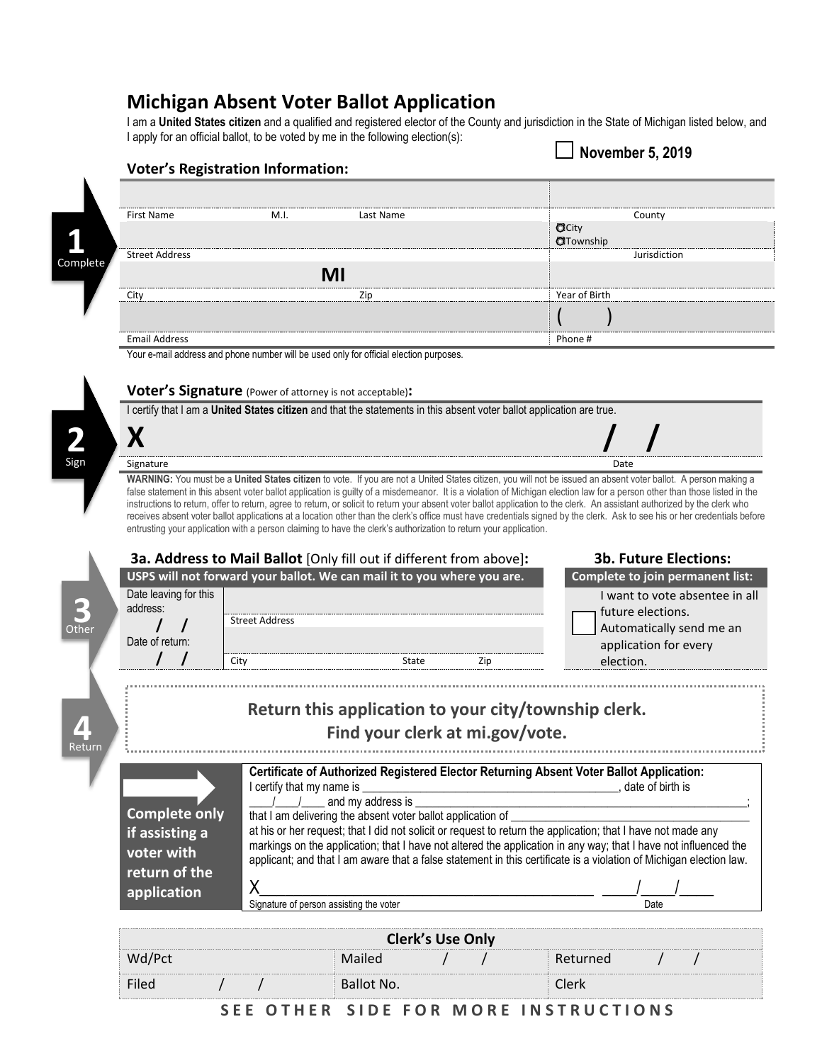# Michigan Absent Voter Ballot Application

I am a **United States citizen** and a qualified and registered elector of the County and jurisdiction in the State of Michigan listed below, and I apply for an official ballot, to be voted by me in the following election(s):

☐ **November 5, 2019**

**1 Complete**

### Voter's Registration Information:

| First Name | M.I. | Last Name | County |
|---|---|---|---|
| Street Address | | | ○ City ○ Township — Jurisdiction |
| City | MI | Zip | Year of Birth |
| Email Address | | | Phone # ( ) |

Your e-mail address and phone number will be used only for official election purposes.

**2 Sign**

### Voter's Signature (Power of attorney is not acceptable):

I certify that I am a **United States citizen** and that the statements in this absent voter ballot application are true.

**X** ______________________________ Signature      / / Date

**WARNING:** You must be a **United States citizen** to vote. If you are not a United States citizen, you will not be issued an absent voter ballot. A person making a false statement in this absent voter ballot application is guilty of a misdemeanor. It is a violation of Michigan election law for a person other than those listed in the instructions to return, offer to return, agree to return, or solicit to return your absent voter ballot application to the clerk. An assistant authorized by the clerk who receives absent voter ballot applications at a location other than the clerk's office must have credentials signed by the clerk. Ask to see his or her credentials before entrusting your application with a person claiming to have the clerk's authorization to return your application.

**3 Other**

### 3a. Address to Mail Ballot [Only fill out if different from above]:

**USPS will not forward your ballot. We can mail it to you where you are.**

| Date leaving for this address: / / | Street Address | | |
|---|---|---|---|
| Date of return: / / | City | State | Zip |

### 3b. Future Elections:

**Complete to join permanent list:**

☐ I want to vote absentee in all future elections. Automatically send me an application for every election.

**4 Return**

**Return this application to your city/township clerk.**
**Find your clerk at mi.gov/vote.**

**Complete only if assisting a voter with return of the application**

**Certificate of Authorized Registered Elector Returning Absent Voter Ballot Application:**
I certify that my name is ______________________, date of birth is ____/____/____ and my address is ______________________; that I am delivering the absent voter ballot application of ______________________ at his or her request; that I did not solicit or request to return the application; that I have not made any markings on the application; that I have not altered the application in any way; that I have not influenced the applicant; and that I am aware that a false statement in this certificate is a violation of Michigan election law.

X______________________________ Signature of person assisting the voter      ____/____/____ Date

| Clerk's Use Only | | |
|---|---|---|
| Wd/Pct | Mailed / / | Returned / / |
| Filed / / | Ballot No. | Clerk |

**SEE OTHER SIDE FOR MORE INSTRUCTIONS**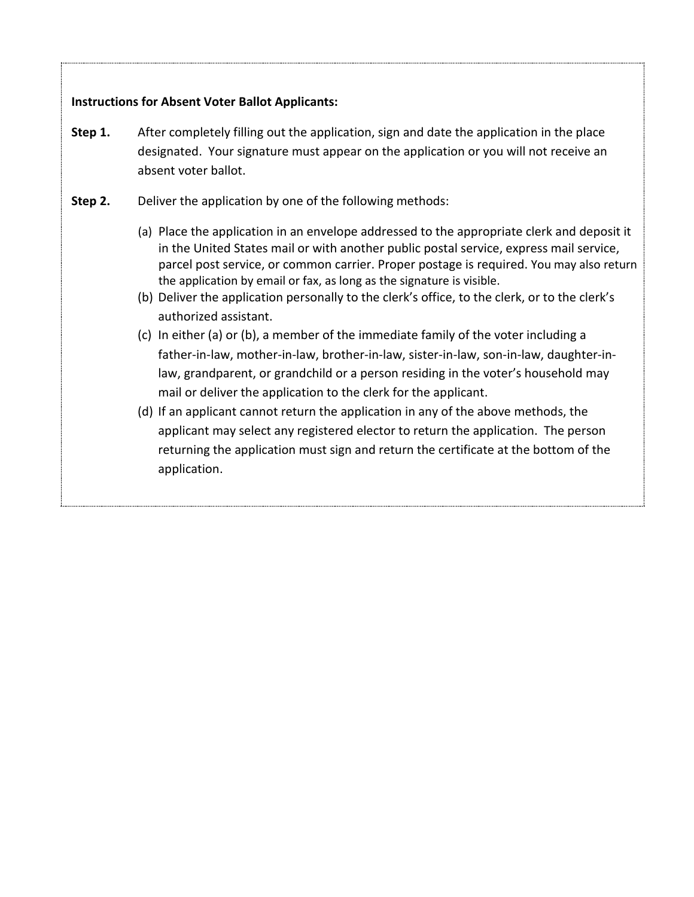**Instructions for Absent Voter Ballot Applicants:**

**Step 1.** After completely filling out the application, sign and date the application in the place designated. Your signature must appear on the application or you will not receive an absent voter ballot.

**Step 2.** Deliver the application by one of the following methods:

(a) Place the application in an envelope addressed to the appropriate clerk and deposit it in the United States mail or with another public postal service, express mail service, parcel post service, or common carrier. Proper postage is required. You may also return the application by email or fax, as long as the signature is visible.

(b) Deliver the application personally to the clerk's office, to the clerk, or to the clerk's authorized assistant.

(c) In either (a) or (b), a member of the immediate family of the voter including a father-in-law, mother-in-law, brother-in-law, sister-in-law, son-in-law, daughter-in-law, grandparent, or grandchild or a person residing in the voter's household may mail or deliver the application to the clerk for the applicant.

(d) If an applicant cannot return the application in any of the above methods, the applicant may select any registered elector to return the application. The person returning the application must sign and return the certificate at the bottom of the application.